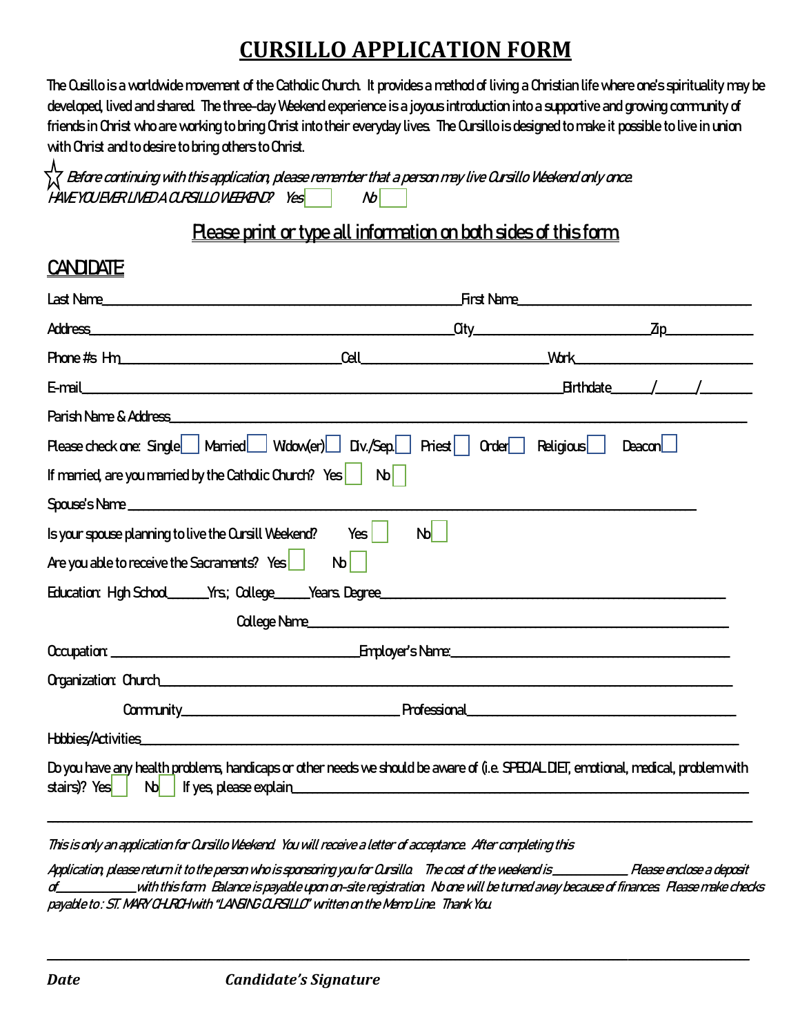# CURSILLO APPLICATION FORM

The Cusillo is a worldwide movement of the Catholic Church. It provides a method of living a Christian life where one's spirituality may be developed, lived and shared. The three-day Weekend experience is a joyous introduction into a supportive and growing community of friends in Christ who are working to bring Christ into their everyday lives. The Cursillo is designed to make it possible to live in union with Christ and to desire to bring others to Christ.

☆ *Before continuing with this application, please remember that a person may live Cursillo Weekend only once.*
*HAVE YOU EVER LIVED A CURSILLO WEEKEND?* *Yes* ☐ *No* ☐

## Please print or type all information on both sides of this form

## CANDIDATE:

Last Name_______________________________First Name_______________________

Address_______________________________City_______________________Zip__________

Phone #s Hm_______________________Cell_______________________Work_______________________

E-mail_______________________________________________Birthdate_____/_____/______

Parish Name & Address_______________________________________________

Please check one: Single ☐ Married ☐ Widow(er) ☐ Div./Sep. ☐ Priest ☐ Order ☐ Religious ☐ Deacon ☐

If married, are you married by the Catholic Church? Yes ☐ No ☐

Spouse's Name _______________________________________________

Is your spouse planning to live the Cursill Weekend? Yes ☐ No ☐

Are you able to receive the Sacraments? Yes ☐ No ☐

Education: High School______Yrs.; College_____Years. Degree_______________________

College Name_______________________________________________

Occupation: _______________________Employer's Name:_______________________

Organization: Church_______________________________________________

Community_______________________Professional_______________________

Hobbies/Activities_______________________________________________

Do you have any health problems, handicaps or other needs we should be aware of (i.e. SPECIAL DIET, emotional, medical, problem with stairs)? Yes ☐ No ☐ If yes, please explain_______________________________________________

_______________________________________________________________________

*This is only an application for Cursillo Weekend. You will receive a letter of acceptance. After completing this*

*Application, please return it to the person who is sponsoring you for Cursillo. The cost of the weekend is___________ Please enclose a deposit of___________with this form. Balance is payable upon on-site registration. No one will be turned away because of finances. Please make checks payable to: ST. MARY CHURCH with "LANSING CURSILLO" written on the Memo Line. Thank You.*

_______________________________________________________________________

***Date*** ***Candidate's Signature***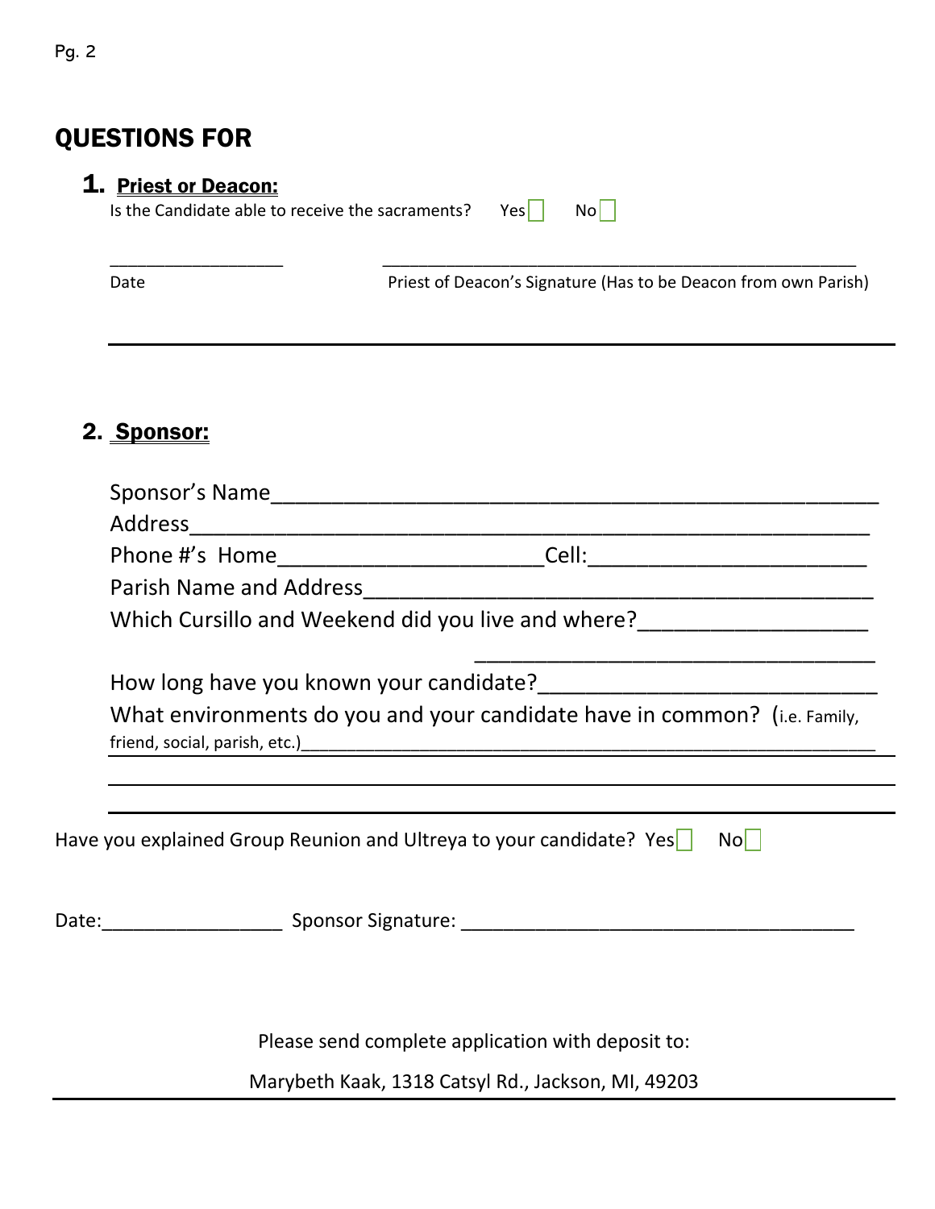# QUESTIONS FOR

## 1. Priest or Deacon:

Is the Candidate able to receive the sacraments? Yes ☐ No ☐

\_\_\_\_\_\_\_\_\_\_\_\_\_\_\_\_\_\_\_\_ \_\_\_\_\_\_\_\_\_\_\_\_\_\_\_\_\_\_\_\_\_\_\_\_\_\_\_\_\_\_\_\_\_\_\_\_\_\_\_\_\_\_\_\_\_\_\_\_

Date Priest of Deacon's Signature (Has to be Deacon from own Parish)

---

## 2. Sponsor:

Sponsor's Name\_\_\_\_\_\_\_\_\_\_\_\_\_\_\_\_\_\_\_\_\_\_\_\_\_\_\_\_\_\_\_\_\_\_\_\_\_\_\_\_\_\_\_\_\_\_\_\_

Address\_\_\_\_\_\_\_\_\_\_\_\_\_\_\_\_\_\_\_\_\_\_\_\_\_\_\_\_\_\_\_\_\_\_\_\_\_\_\_\_\_\_\_\_\_\_\_\_\_\_\_\_

Phone #'s Home\_\_\_\_\_\_\_\_\_\_\_\_\_\_\_\_\_\_\_\_\_\_Cell:\_\_\_\_\_\_\_\_\_\_\_\_\_\_\_\_\_\_\_\_\_\_\_

Parish Name and Address\_\_\_\_\_\_\_\_\_\_\_\_\_\_\_\_\_\_\_\_\_\_\_\_\_\_\_\_\_\_\_\_\_\_\_\_\_\_\_\_\_\_

Which Cursillo and Weekend did you live and where?\_\_\_\_\_\_\_\_\_\_\_\_\_\_\_\_\_\_\_

\_\_\_\_\_\_\_\_\_\_\_\_\_\_\_\_\_\_\_\_\_\_\_\_\_\_\_\_\_\_\_\_\_

How long have you known your candidate?\_\_\_\_\_\_\_\_\_\_\_\_\_\_\_\_\_\_\_\_\_\_\_\_\_\_\_

What environments do you and your candidate have in common? (i.e. Family, friend, social, parish, etc.)\_\_\_\_\_\_\_\_\_\_\_\_\_\_\_\_\_\_\_\_\_\_\_\_\_\_\_\_\_\_\_\_\_\_\_\_\_\_\_\_\_\_\_\_\_\_\_\_

---

---

Have you explained Group Reunion and Ultreya to your candidate? Yes ☐ No ☐

Date:\_\_\_\_\_\_\_\_\_\_\_\_\_\_\_\_\_ Sponsor Signature: \_\_\_\_\_\_\_\_\_\_\_\_\_\_\_\_\_\_\_\_\_\_\_\_\_\_\_\_\_\_\_\_\_\_\_\_\_\_

Please send complete application with deposit to:

Marybeth Kaak, 1318 Catsyl Rd., Jackson, MI, 49203